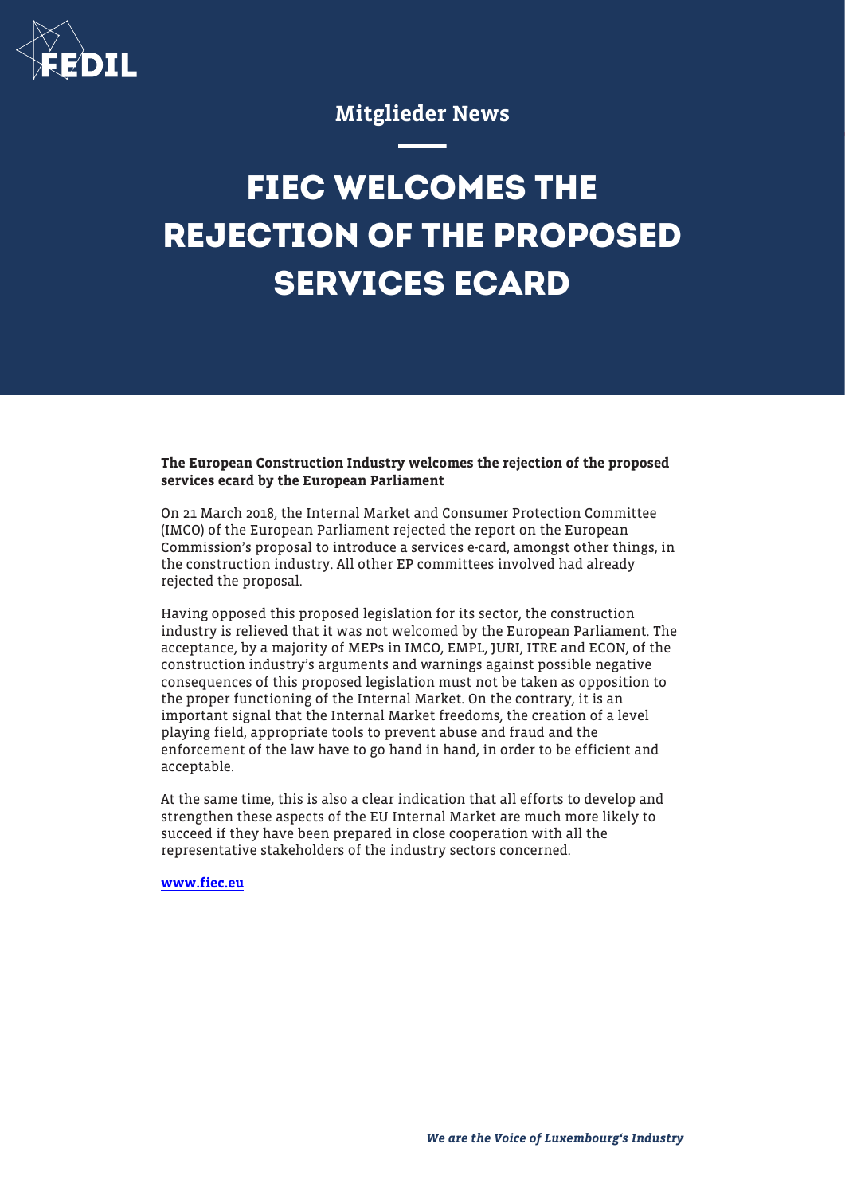Mitglieder News

# FIEC WELCOMES THE REJECTION OF THE PROPOSED SERVICES ECARD

**The European Construction Industry welcomes the rejection of the proposed services ecard by the European Parliament**

On 21 March 2018, the Internal Market and Consumer Protection Committee (IMCO) of the European Parliament rejected the report on the European Commission's proposal to introduce a services e-card, amongst other things, in the construction industry. All other EP committees involved had already rejected the proposal.

Having opposed this proposed legislation for its sector, the construction industry is relieved that it was not welcomed by the European Parliament. The acceptance, by a majority of MEPs in IMCO, EMPL, JURI, ITRE and ECON, of the construction industry's arguments and warnings against possible negative consequences of this proposed legislation must not be taken as opposition to the proper functioning of the Internal Market. On the contrary, it is an important signal that the Internal Market freedoms, the creation of a level playing field, appropriate tools to prevent abuse and fraud and the enforcement of the law have to go hand in hand, in order to be efficient and acceptable.

At the same time, this is also a clear indication that all efforts to develop and strengthen these aspects of the EU Internal Market are much more likely to succeed if they have been prepared in close cooperation with all the representative stakeholders of the industry sectors concerned.

**www.fiec.eu**